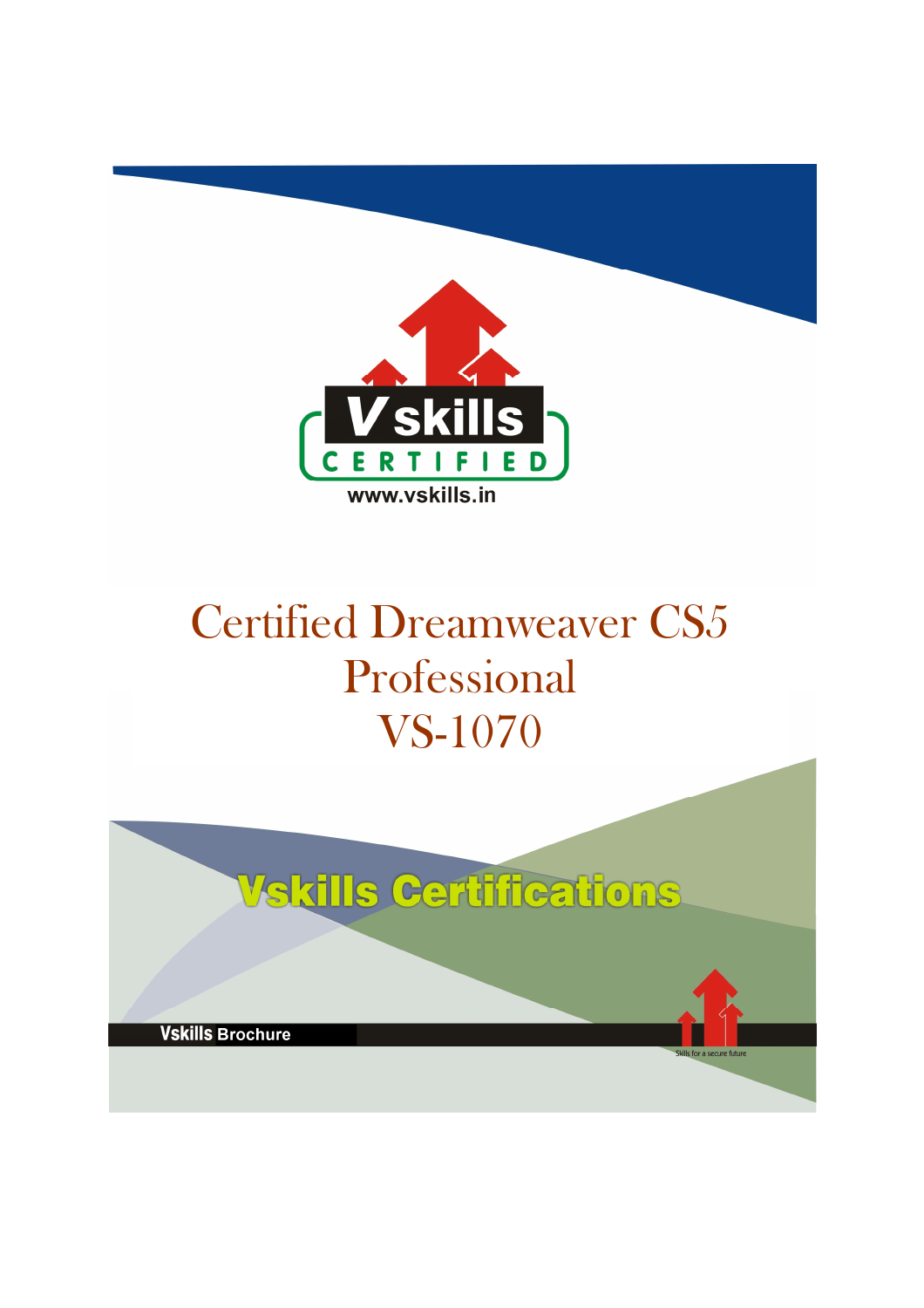Vskills CERTIFIED

www.vskills.in

# Certified Dreamweaver CS5 Professional VS-1070

Vskills Certifications

Vskills Brochure

Skills for a secure future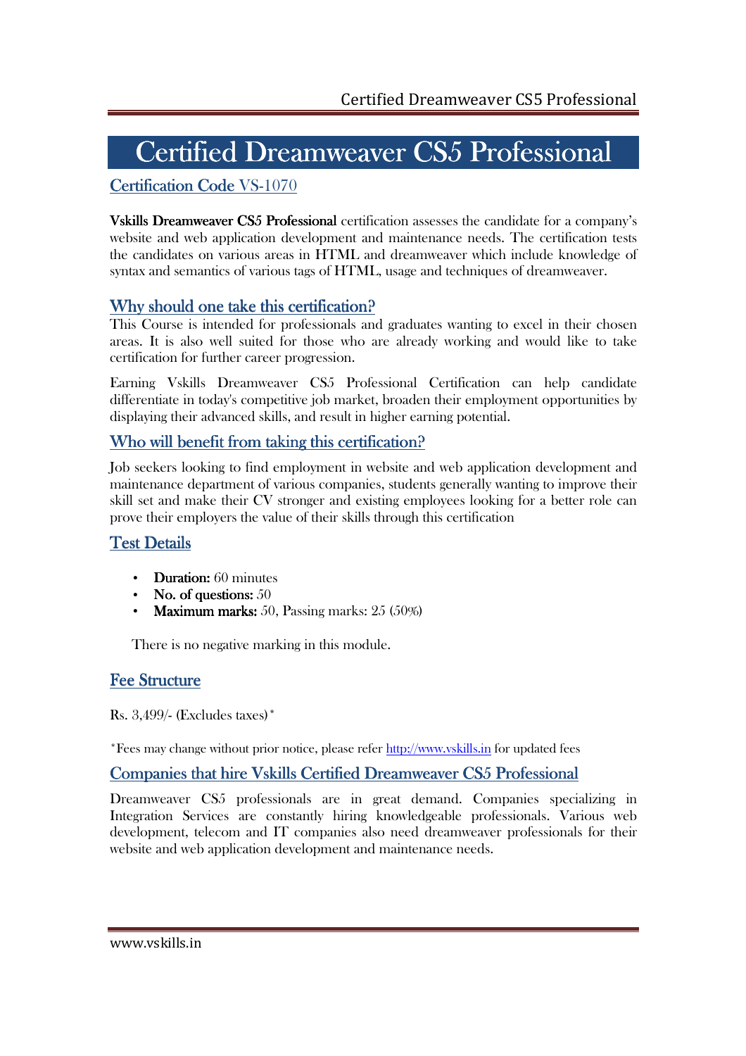# Certified Dreamweaver CS5 Professional

## Certification Code VS-1070

**Vskills Dreamweaver CS5 Professional** certification assesses the candidate for a company's website and web application development and maintenance needs. The certification tests the candidates on various areas in HTML and dreamweaver which include knowledge of syntax and semantics of various tags of HTML, usage and techniques of dreamweaver.

## Why should one take this certification?

This Course is intended for professionals and graduates wanting to excel in their chosen areas. It is also well suited for those who are already working and would like to take certification for further career progression.

Earning Vskills Dreamweaver CS5 Professional Certification can help candidate differentiate in today's competitive job market, broaden their employment opportunities by displaying their advanced skills, and result in higher earning potential.

## Who will benefit from taking this certification?

Job seekers looking to find employment in website and web application development and maintenance department of various companies, students generally wanting to improve their skill set and make their CV stronger and existing employees looking for a better role can prove their employers the value of their skills through this certification

## Test Details

- **Duration:** 60 minutes
- **No. of questions:** 50
- **Maximum marks:** 50, Passing marks: 25 (50%)

There is no negative marking in this module.

## Fee Structure

Rs. 3,499/- (Excludes taxes)*

*Fees may change without prior notice, please refer http://www.vskills.in for updated fees

## Companies that hire Vskills Certified Dreamweaver CS5 Professional

Dreamweaver CS5 professionals are in great demand. Companies specializing in Integration Services are constantly hiring knowledgeable professionals. Various web development, telecom and IT companies also need dreamweaver professionals for their website and web application development and maintenance needs.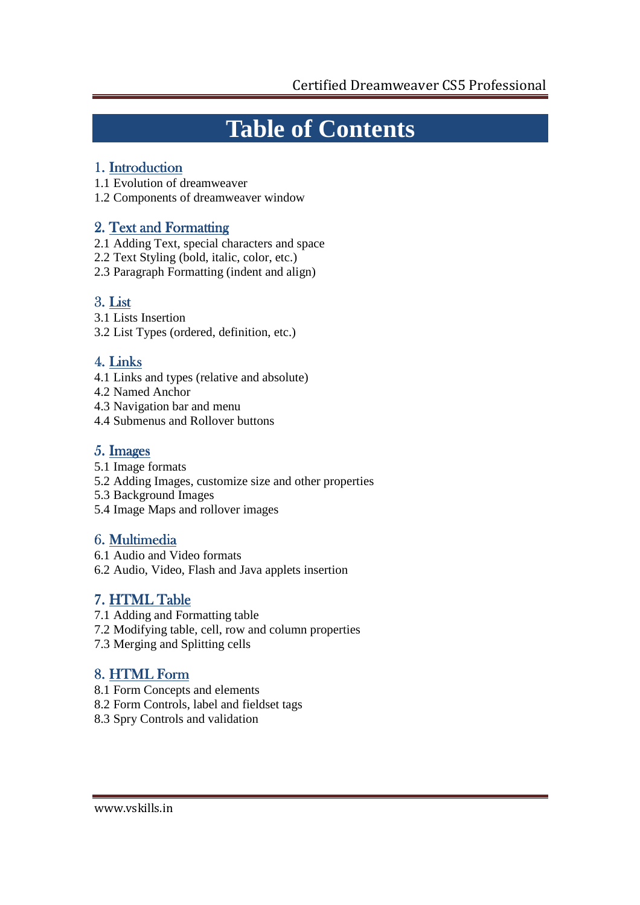# Table of Contents

## 1. Introduction

1.1 Evolution of dreamweaver
1.2 Components of dreamweaver window

## 2. Text and Formatting

2.1 Adding Text, special characters and space
2.2 Text Styling (bold, italic, color, etc.)
2.3 Paragraph Formatting (indent and align)

## 3. List

3.1 Lists Insertion
3.2 List Types (ordered, definition, etc.)

## 4. Links

4.1 Links and types (relative and absolute)
4.2 Named Anchor
4.3 Navigation bar and menu
4.4 Submenus and Rollover buttons

## 5. Images

5.1 Image formats
5.2 Adding Images, customize size and other properties
5.3 Background Images
5.4 Image Maps and rollover images

## 6. Multimedia

6.1 Audio and Video formats
6.2 Audio, Video, Flash and Java applets insertion

## 7. HTML Table

7.1 Adding and Formatting table
7.2 Modifying table, cell, row and column properties
7.3 Merging and Splitting cells

## 8. HTML Form

8.1 Form Concepts and elements
8.2 Form Controls, label and fieldset tags
8.3 Spry Controls and validation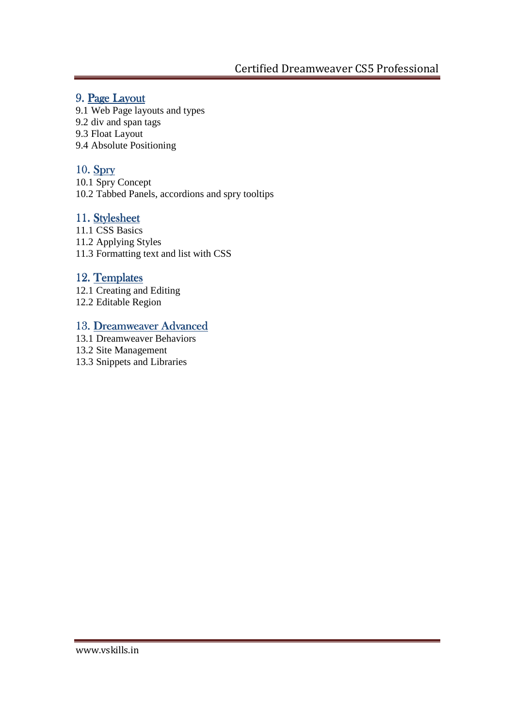## 9. Page Layout

9.1 Web Page layouts and types
9.2 div and span tags
9.3 Float Layout
9.4 Absolute Positioning

## 10. Spry

10.1 Spry Concept
10.2 Tabbed Panels, accordions and spry tooltips

## 11. Stylesheet

11.1 CSS Basics
11.2 Applying Styles
11.3 Formatting text and list with CSS

## 12. Templates

12.1 Creating and Editing
12.2 Editable Region

## 13. Dreamweaver Advanced

13.1 Dreamweaver Behaviors
13.2 Site Management
13.3 Snippets and Libraries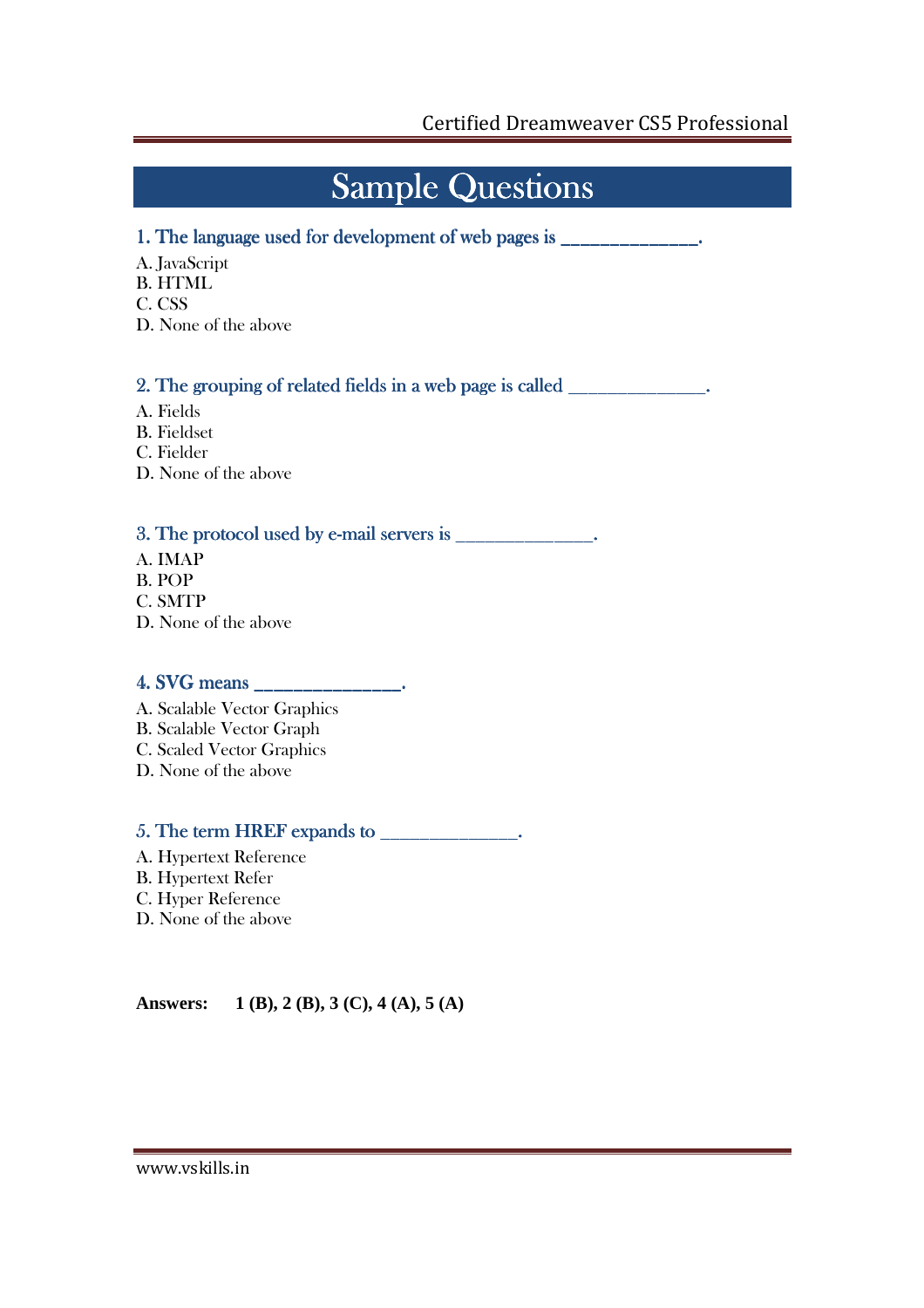# Sample Questions

### 1. The language used for development of web pages is ______________.

A. JavaScript
B. HTML
C. CSS
D. None of the above

### 2. The grouping of related fields in a web page is called ______________.

A. Fields
B. Fieldset
C. Fielder
D. None of the above

### 3. The protocol used by e-mail servers is ______________.

A. IMAP
B. POP
C. SMTP
D. None of the above

### 4. SVG means ______________.

A. Scalable Vector Graphics
B. Scalable Vector Graph
C. Scaled Vector Graphics
D. None of the above

### 5. The term HREF expands to ______________.

A. Hypertext Reference
B. Hypertext Refer
C. Hyper Reference
D. None of the above

**Answers:** **1 (B), 2 (B), 3 (C), 4 (A), 5 (A)**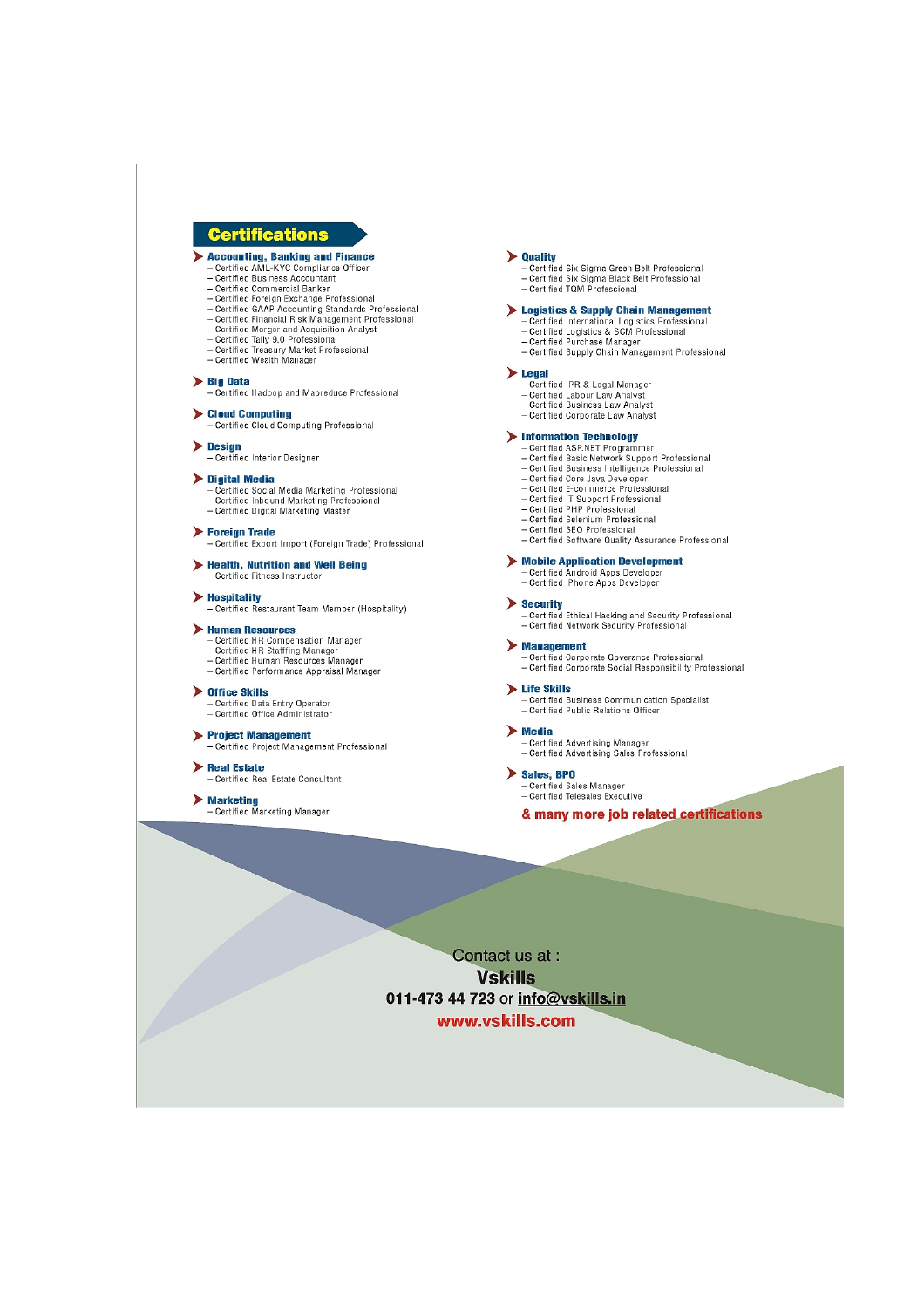# Certifications

### Accounting, Banking and Finance
- Certified AML-KYC Compliance Officer
- Certified Business Accountant
- Certified Commercial Banker
- Certified Foreign Exchange Professional
- Certified GAAP Accounting Standards Professional
- Certified Financial Risk Management Professional
- Certified Merger and Acquisition Analyst
- Certified Tally 9.0 Professional
- Certified Treasury Market Professional
- Certified Wealth Manager

### Big Data
- Certified Hadoop and Mapreduce Professional

### Cloud Computing
- Certified Cloud Computing Professional

### Design
- Certified Interior Designer

### Digital Media
- Certified Social Media Marketing Professional
- Certified Inbound Marketing Professional
- Certified Digital Marketing Master

### Foreign Trade
- Certified Export Import (Foreign Trade) Professional

### Health, Nutrition and Well Being
- Certified Fitness Instructor

### Hospitality
- Certified Restaurant Team Member (Hospitality)

### Human Resources
- Certified HR Compensation Manager
- Certified HR Stafffing Manager
- Certified Human Resources Manager
- Certified Performance Appraisal Manager

### Office Skills
- Certified Data Entry Operator
- Certified Office Administrator

### Project Management
- Certified Project Management Professional

### Real Estate
- Certified Real Estate Consultant

### Marketing
- Certified Marketing Manager

### Quality
- Certified Six Sigma Green Belt Professional
- Certified Six Sigma Black Belt Professional
- Certified TQM Professional

### Logistics & Supply Chain Management
- Certified International Logistics Professional
- Certified Logistics & SCM Professional
- Certified Purchase Manager
- Certified Supply Chain Management Professional

### Legal
- Certified IPR & Legal Manager
- Certified Labour Law Analyst
- Certified Business Law Analyst
- Certified Corporate Law Analyst

### Information Technology
- Certified ASP.NET Programmer
- Certified Basic Network Support Professional
- Certified Business Intelligence Professional
- Certified Core Java Developer
- Certified E-commerce Professional
- Certified IT Support Professional
- Certified PHP Professional
- Certified Selenium Professional
- Certified SEO Professional
- Certified Software Quality Assurance Professional

### Mobile Application Development
- Certified Android Apps Developer
- Certified iPhone Apps Developer

### Security
- Certified Ethical Hacking and Security Professional
- Certified Network Security Professional

### Management
- Certified Corporate Goverance Professional
- Certified Corporate Social Responsibility Professional

### Life Skills
- Certified Business Communication Specialist
- Certified Public Relations Officer

### Media
- Certified Advertising Manager
- Certified Advertising Sales Professional

### Sales, BPO
- Certified Sales Manager
- Certified Telesales Executive

**& many more job related certifications**

Contact us at :

**Vskills**

**011-473 44 723 or info@vskills.in**

**www.vskills.com**